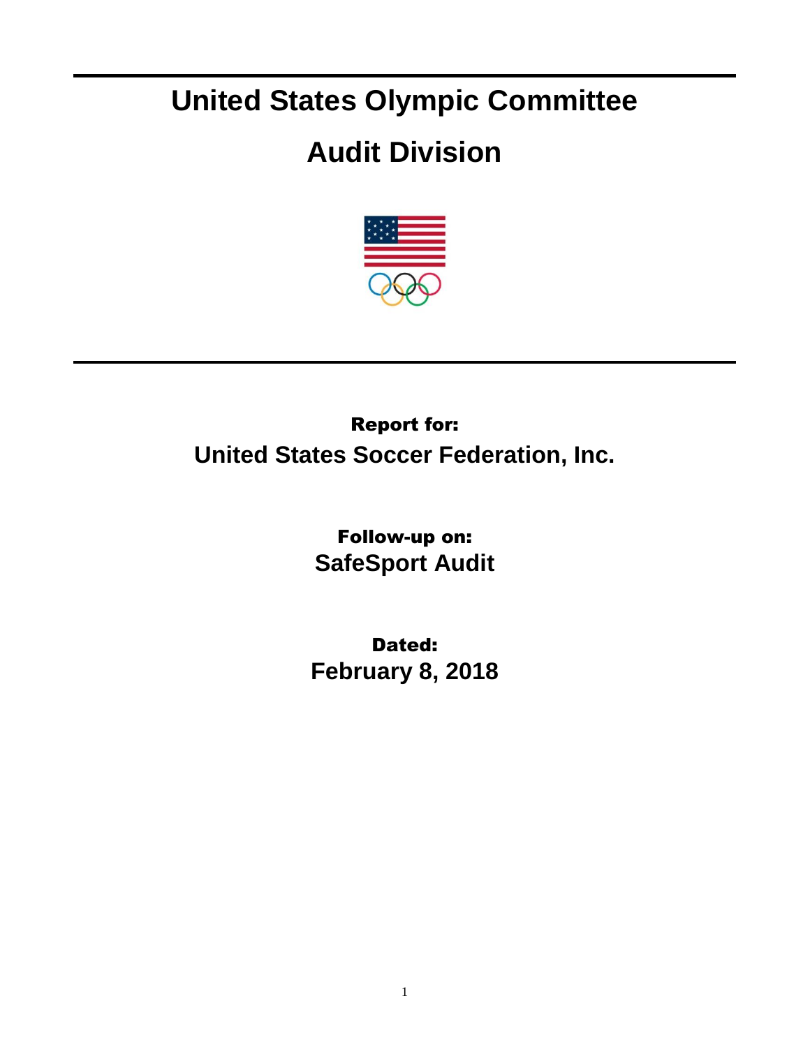# United States Olympic Committee

# Audit Division

**Report for:**

**United States Soccer Federation, Inc.**

**Follow-up on:**

**SafeSport Audit**

**Dated:**

**February 8, 2018**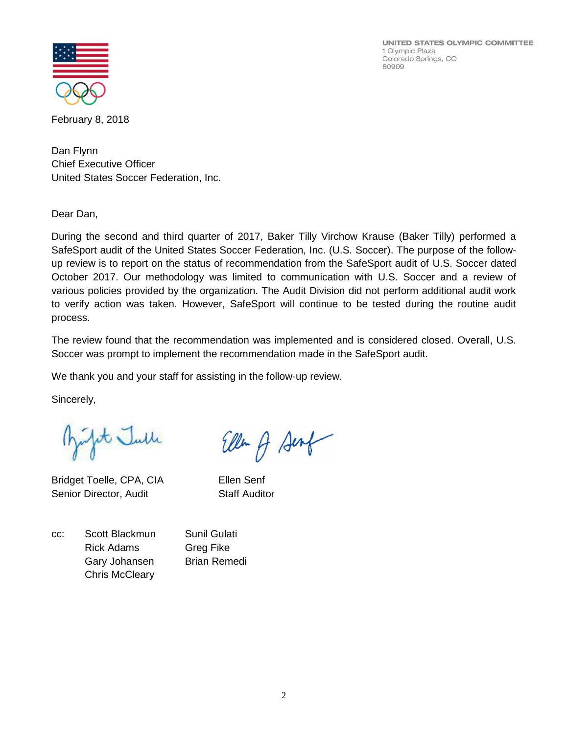UNITED STATES OLYMPIC COMMITTEE
1 Olympic Plaza
Colorado Springs, CO
80909

February 8, 2018

Dan Flynn
Chief Executive Officer
United States Soccer Federation, Inc.

Dear Dan,

During the second and third quarter of 2017, Baker Tilly Virchow Krause (Baker Tilly) performed a SafeSport audit of the United States Soccer Federation, Inc. (U.S. Soccer). The purpose of the follow-up review is to report on the status of recommendation from the SafeSport audit of U.S. Soccer dated October 2017. Our methodology was limited to communication with U.S. Soccer and a review of various policies provided by the organization. The Audit Division did not perform additional audit work to verify action was taken. However, SafeSport will continue to be tested during the routine audit process.

The review found that the recommendation was implemented and is considered closed. Overall, U.S. Soccer was prompt to implement the recommendation made in the SafeSport audit.

We thank you and your staff for assisting in the follow-up review.

Sincerely,

Bridget Toelle, CPA, CIA
Senior Director, Audit

Ellen Senf
Staff Auditor

cc:
Scott Blackmun
Rick Adams
Gary Johansen
Chris McCleary
Sunil Gulati
Greg Fike
Brian Remedi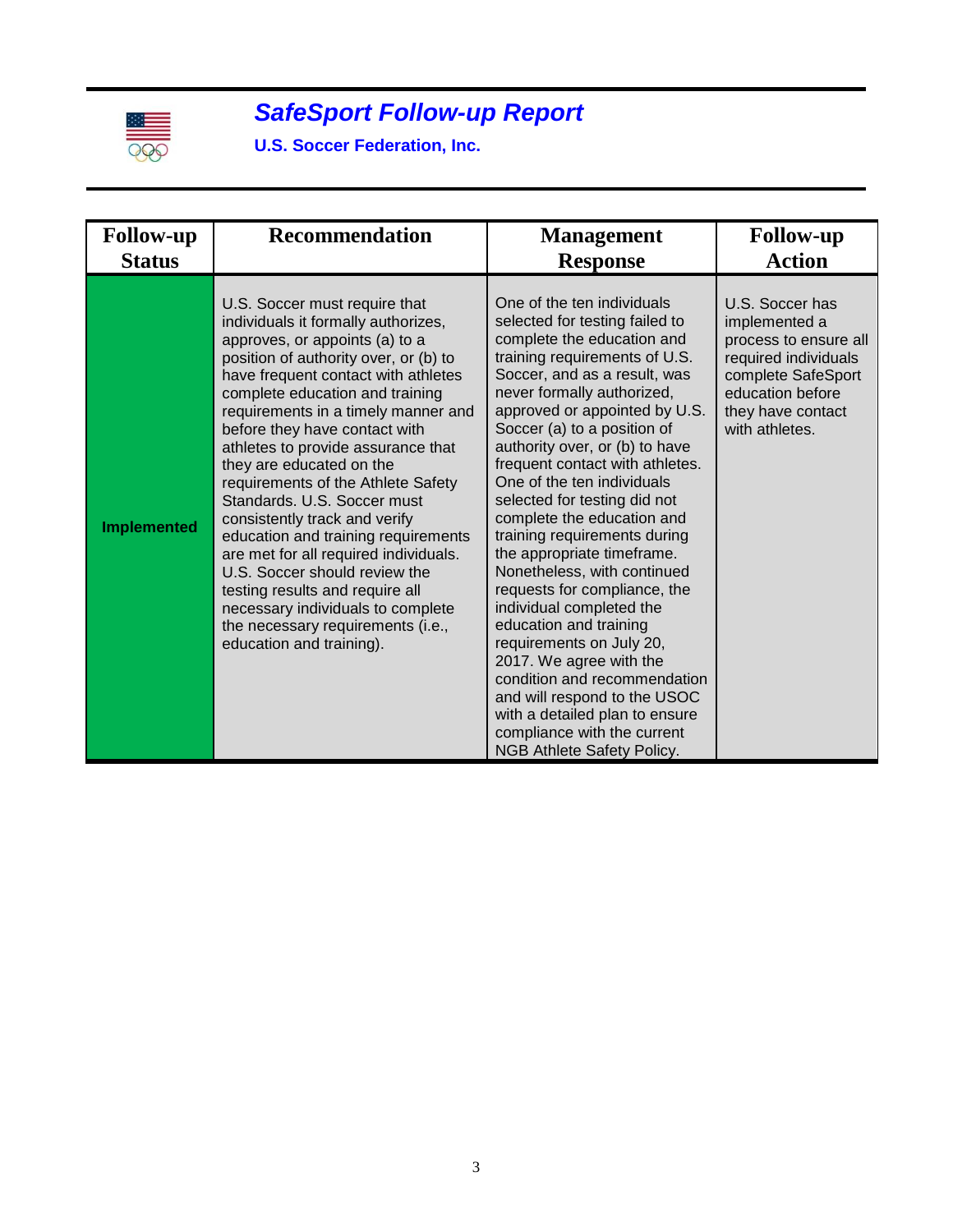# *SafeSport Follow-up Report*

**U.S. Soccer Federation, Inc.**

| Follow-up Status | Recommendation | Management Response | Follow-up Action |
|---|---|---|---|
| **Implemented** | U.S. Soccer must require that individuals it formally authorizes, approves, or appoints (a) to a position of authority over, or (b) to have frequent contact with athletes complete education and training requirements in a timely manner and before they have contact with athletes to provide assurance that they are educated on the requirements of the Athlete Safety Standards. U.S. Soccer must consistently track and verify education and training requirements are met for all required individuals. U.S. Soccer should review the testing results and require all necessary individuals to complete the necessary requirements (i.e., education and training). | One of the ten individuals selected for testing failed to complete the education and training requirements of U.S. Soccer, and as a result, was never formally authorized, approved or appointed by U.S. Soccer (a) to a position of authority over, or (b) to have frequent contact with athletes. One of the ten individuals selected for testing did not complete the education and training requirements during the appropriate timeframe. Nonetheless, with continued requests for compliance, the individual completed the education and training requirements on July 20, 2017. We agree with the condition and recommendation and will respond to the USOC with a detailed plan to ensure compliance with the current NGB Athlete Safety Policy. | U.S. Soccer has implemented a process to ensure all required individuals complete SafeSport education before they have contact with athletes. |